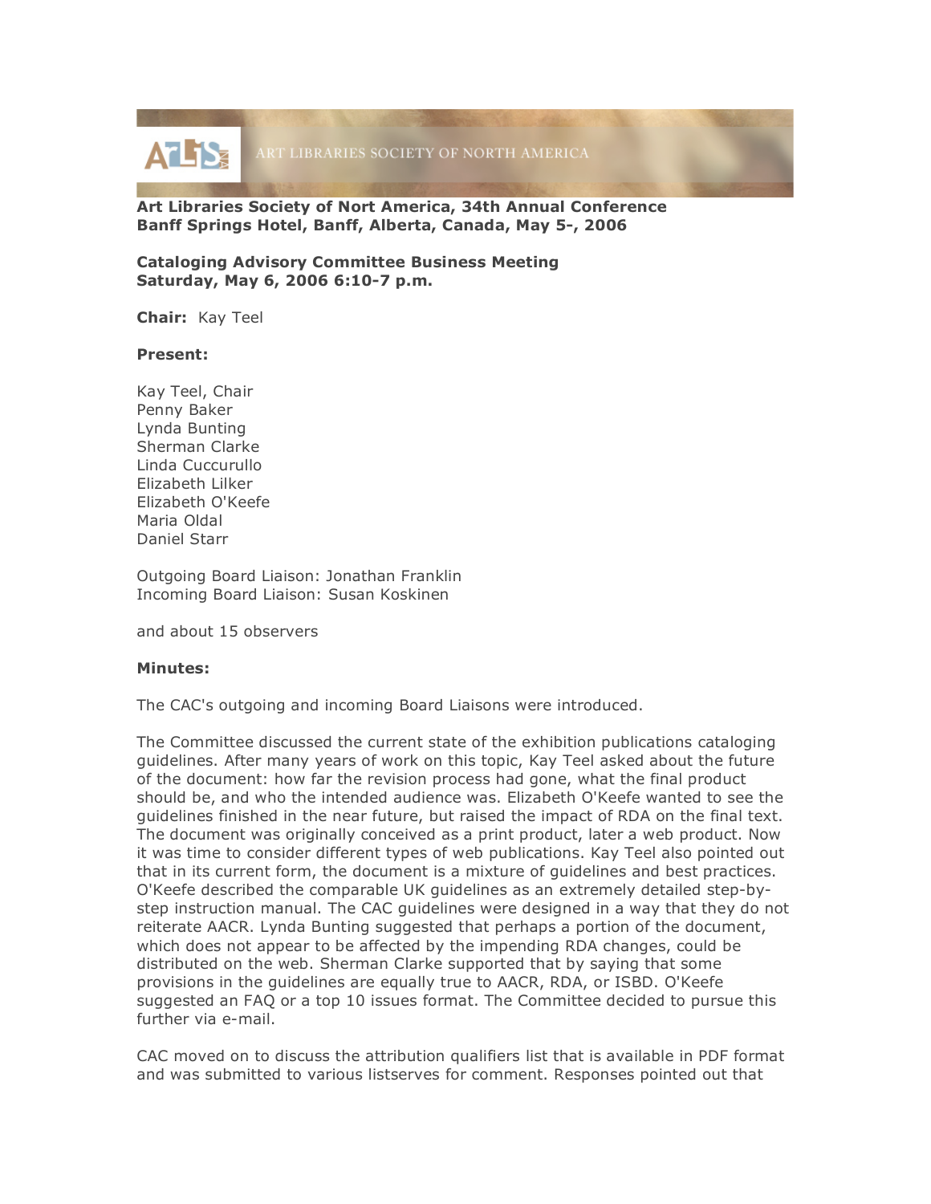ART LIBRARIES SOCIETY OF NORTH AMERICA

**Art Libraries Society of Nort America, 34th Annual Conference**
**Banff Springs Hotel, Banff, Alberta, Canada, May 5-, 2006**

**Cataloging Advisory Committee Business Meeting**
**Saturday, May 6, 2006 6:10-7 p.m.**

**Chair:** Kay Teel

**Present:**

Kay Teel, Chair
Penny Baker
Lynda Bunting
Sherman Clarke
Linda Cuccurullo
Elizabeth Lilker
Elizabeth O'Keefe
Maria Oldal
Daniel Starr

Outgoing Board Liaison: Jonathan Franklin
Incoming Board Liaison: Susan Koskinen

and about 15 observers

**Minutes:**

The CAC's outgoing and incoming Board Liaisons were introduced.

The Committee discussed the current state of the exhibition publications cataloging guidelines. After many years of work on this topic, Kay Teel asked about the future of the document: how far the revision process had gone, what the final product should be, and who the intended audience was. Elizabeth O'Keefe wanted to see the guidelines finished in the near future, but raised the impact of RDA on the final text. The document was originally conceived as a print product, later a web product. Now it was time to consider different types of web publications. Kay Teel also pointed out that in its current form, the document is a mixture of guidelines and best practices. O'Keefe described the comparable UK guidelines as an extremely detailed step-by-step instruction manual. The CAC guidelines were designed in a way that they do not reiterate AACR. Lynda Bunting suggested that perhaps a portion of the document, which does not appear to be affected by the impending RDA changes, could be distributed on the web. Sherman Clarke supported that by saying that some provisions in the guidelines are equally true to AACR, RDA, or ISBD. O'Keefe suggested an FAQ or a top 10 issues format. The Committee decided to pursue this further via e-mail.

CAC moved on to discuss the attribution qualifiers list that is available in PDF format and was submitted to various listserves for comment. Responses pointed out that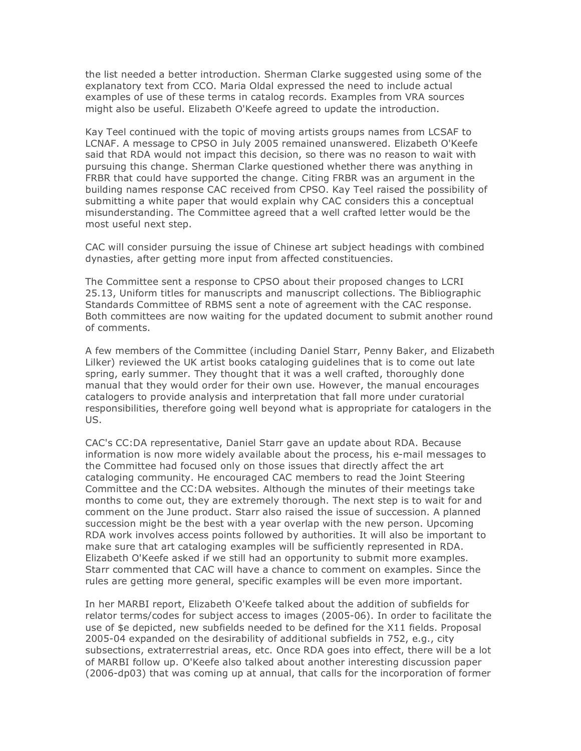the list needed a better introduction. Sherman Clarke suggested using some of the explanatory text from CCO. Maria Oldal expressed the need to include actual examples of use of these terms in catalog records. Examples from VRA sources might also be useful. Elizabeth O'Keefe agreed to update the introduction.

Kay Teel continued with the topic of moving artists groups names from LCSAF to LCNAF. A message to CPSO in July 2005 remained unanswered. Elizabeth O'Keefe said that RDA would not impact this decision, so there was no reason to wait with pursuing this change. Sherman Clarke questioned whether there was anything in FRBR that could have supported the change. Citing FRBR was an argument in the building names response CAC received from CPSO. Kay Teel raised the possibility of submitting a white paper that would explain why CAC considers this a conceptual misunderstanding. The Committee agreed that a well crafted letter would be the most useful next step.

CAC will consider pursuing the issue of Chinese art subject headings with combined dynasties, after getting more input from affected constituencies.

The Committee sent a response to CPSO about their proposed changes to LCRI 25.13, Uniform titles for manuscripts and manuscript collections. The Bibliographic Standards Committee of RBMS sent a note of agreement with the CAC response. Both committees are now waiting for the updated document to submit another round of comments.

A few members of the Committee (including Daniel Starr, Penny Baker, and Elizabeth Lilker) reviewed the UK artist books cataloging guidelines that is to come out late spring, early summer. They thought that it was a well crafted, thoroughly done manual that they would order for their own use. However, the manual encourages catalogers to provide analysis and interpretation that fall more under curatorial responsibilities, therefore going well beyond what is appropriate for catalogers in the US.

CAC's CC:DA representative, Daniel Starr gave an update about RDA. Because information is now more widely available about the process, his e-mail messages to the Committee had focused only on those issues that directly affect the art cataloging community. He encouraged CAC members to read the Joint Steering Committee and the CC:DA websites. Although the minutes of their meetings take months to come out, they are extremely thorough. The next step is to wait for and comment on the June product. Starr also raised the issue of succession. A planned succession might be the best with a year overlap with the new person. Upcoming RDA work involves access points followed by authorities. It will also be important to make sure that art cataloging examples will be sufficiently represented in RDA. Elizabeth O'Keefe asked if we still had an opportunity to submit more examples. Starr commented that CAC will have a chance to comment on examples. Since the rules are getting more general, specific examples will be even more important.

In her MARBI report, Elizabeth O'Keefe talked about the addition of subfields for relator terms/codes for subject access to images (2005-06). In order to facilitate the use of $e depicted, new subfields needed to be defined for the X11 fields. Proposal 2005-04 expanded on the desirability of additional subfields in 752, e.g., city subsections, extraterrestrial areas, etc. Once RDA goes into effect, there will be a lot of MARBI follow up. O'Keefe also talked about another interesting discussion paper (2006-dp03) that was coming up at annual, that calls for the incorporation of former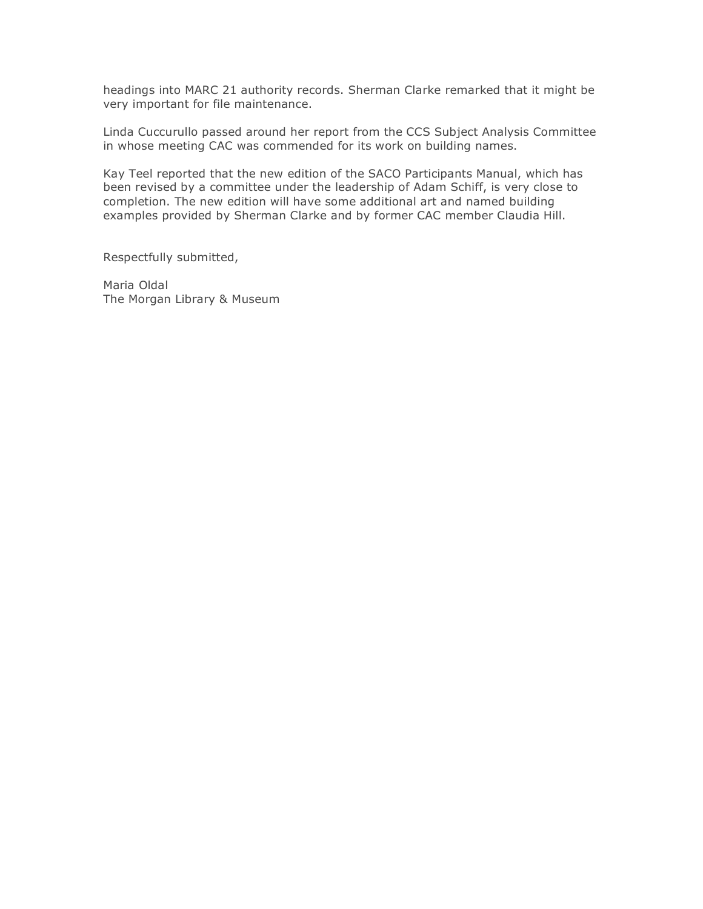headings into MARC 21 authority records. Sherman Clarke remarked that it might be very important for file maintenance.

Linda Cuccurullo passed around her report from the CCS Subject Analysis Committee in whose meeting CAC was commended for its work on building names.

Kay Teel reported that the new edition of the SACO Participants Manual, which has been revised by a committee under the leadership of Adam Schiff, is very close to completion. The new edition will have some additional art and named building examples provided by Sherman Clarke and by former CAC member Claudia Hill.

Respectfully submitted,

Maria Oldal
The Morgan Library & Museum